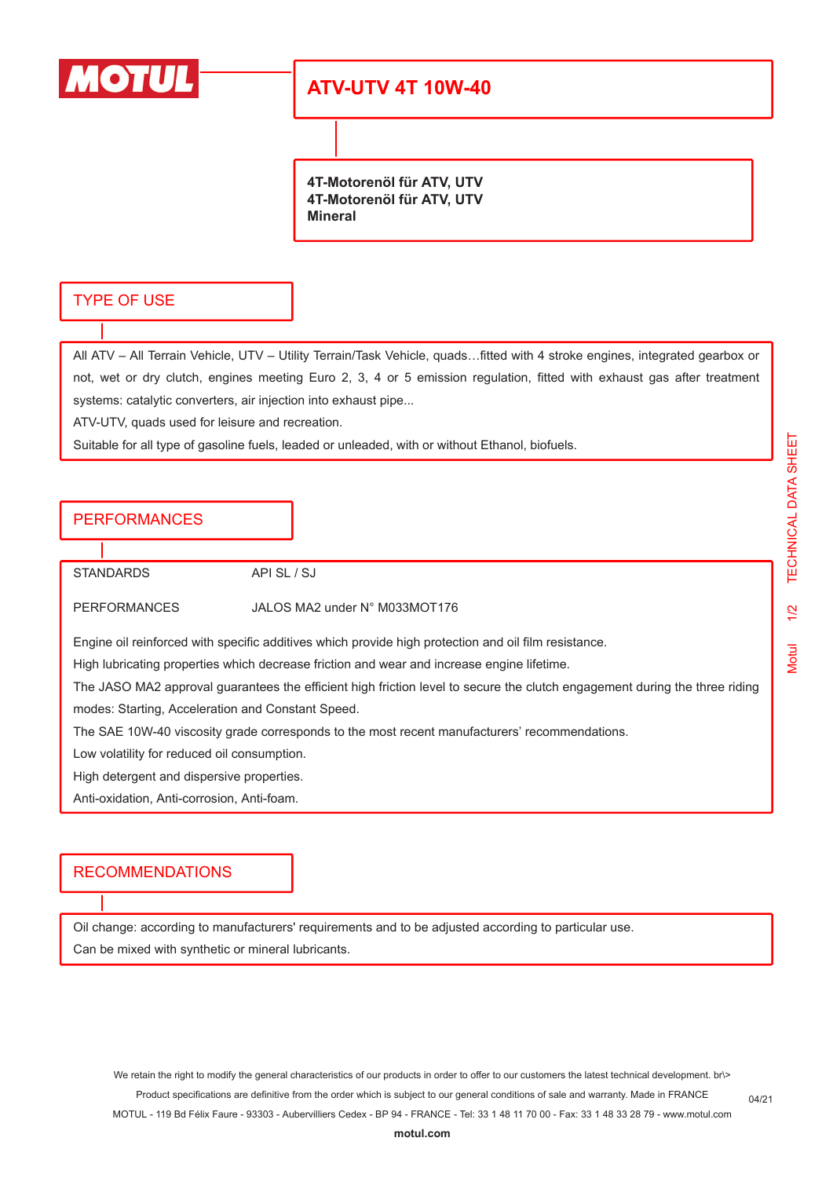MOTUL

# ATV-UTV 4T 10W-40

**4T-Motorenöl für ATV, UTV**
**4T-Motorenöl für ATV, UTV**
**Mineral**

## TYPE OF USE

All ATV – All Terrain Vehicle, UTV – Utility Terrain/Task Vehicle, quads…fitted with 4 stroke engines, integrated gearbox or not, wet or dry clutch, engines meeting Euro 2, 3, 4 or 5 emission regulation, fitted with exhaust gas after treatment systems: catalytic converters, air injection into exhaust pipe...

ATV-UTV, quads used for leisure and recreation.

Suitable for all type of gasoline fuels, leaded or unleaded, with or without Ethanol, biofuels.

## PERFORMANCES

| | |
|---|---|
| STANDARDS | API SL / SJ |
| PERFORMANCES | JALOS MA2 under N° M033MOT176 |

Engine oil reinforced with specific additives which provide high protection and oil film resistance.

High lubricating properties which decrease friction and wear and increase engine lifetime.

The JASO MA2 approval guarantees the efficient high friction level to secure the clutch engagement during the three riding modes: Starting, Acceleration and Constant Speed.

The SAE 10W-40 viscosity grade corresponds to the most recent manufacturers' recommendations.

Low volatility for reduced oil consumption.

High detergent and dispersive properties.

Anti-oxidation, Anti-corrosion, Anti-foam.

## RECOMMENDATIONS

Oil change: according to manufacturers' requirements and to be adjusted according to particular use.

Can be mixed with synthetic or mineral lubricants.

We retain the right to modify the general characteristics of our products in order to offer to our customers the latest technical development. br\>
Product specifications are definitive from the order which is subject to our general conditions of sale and warranty. Made in FRANCE

MOTUL - 119 Bd Félix Faure - 93303 - Aubervilliers Cedex - BP 94 - FRANCE - Tel: 33 1 48 11 70 00 - Fax: 33 1 48 33 28 79 - www.motul.com

04/21

**motul.com**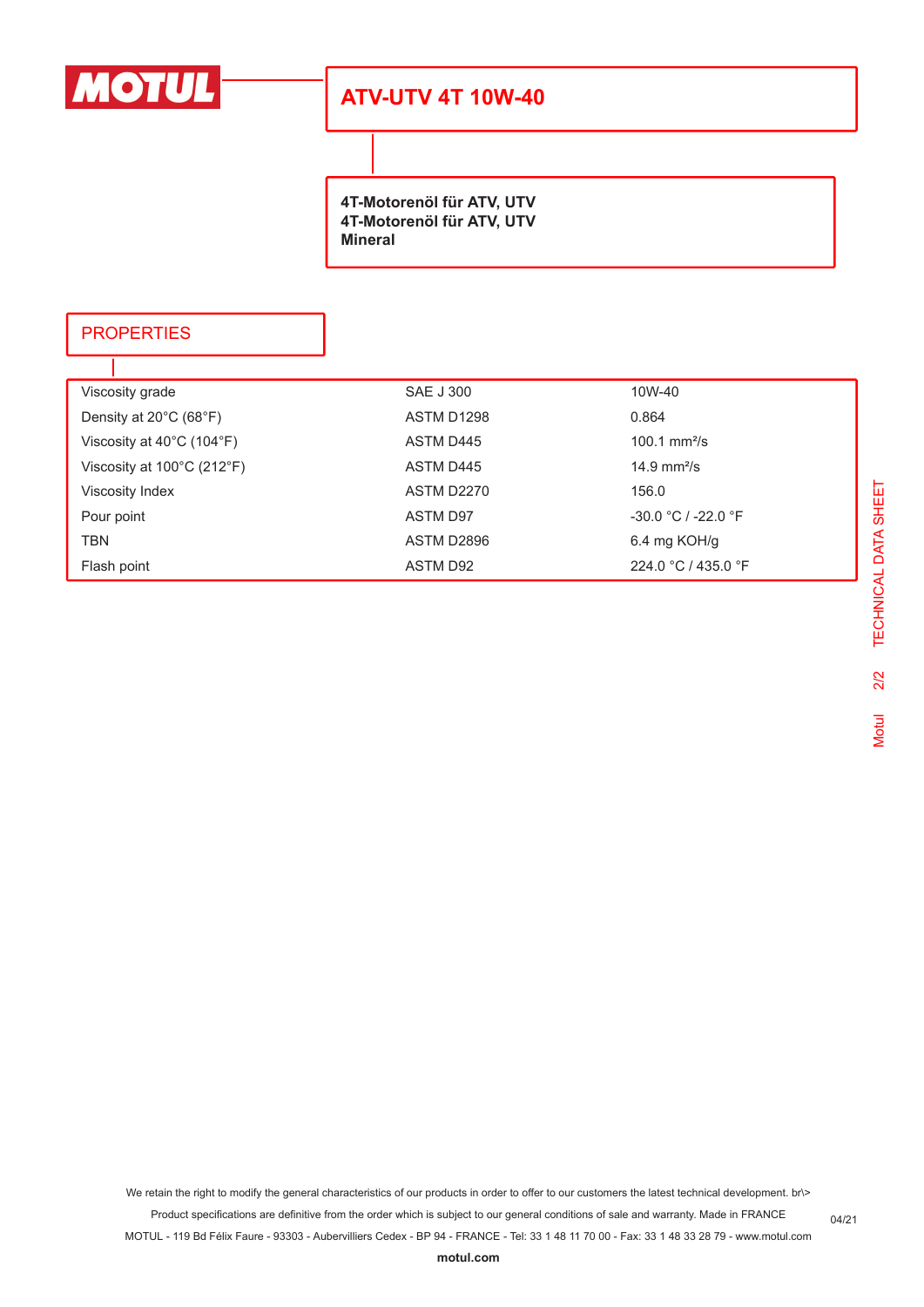# ATV-UTV 4T 10W-40

**4T-Motorenöl für ATV, UTV**
**4T-Motorenöl für ATV, UTV**
**Mineral**

## PROPERTIES

| | | |
|---|---|---|
| Viscosity grade | SAE J 300 | 10W-40 |
| Density at 20°C (68°F) | ASTM D1298 | 0.864 |
| Viscosity at 40°C (104°F) | ASTM D445 | 100.1 mm²/s |
| Viscosity at 100°C (212°F) | ASTM D445 | 14.9 mm²/s |
| Viscosity Index | ASTM D2270 | 156.0 |
| Pour point | ASTM D97 | -30.0 °C / -22.0 °F |
| TBN | ASTM D2896 | 6.4 mg KOH/g |
| Flash point | ASTM D92 | 224.0 °C / 435.0 °F |

We retain the right to modify the general characteristics of our products in order to offer to our customers the latest technical development. br\>
Product specifications are definitive from the order which is subject to our general conditions of sale and warranty. Made in FRANCE
MOTUL - 119 Bd Félix Faure - 93303 - Aubervilliers Cedex - BP 94 - FRANCE - Tel: 33 1 48 11 70 00 - Fax: 33 1 48 33 28 79 - www.motul.com

04/21

**motul.com**